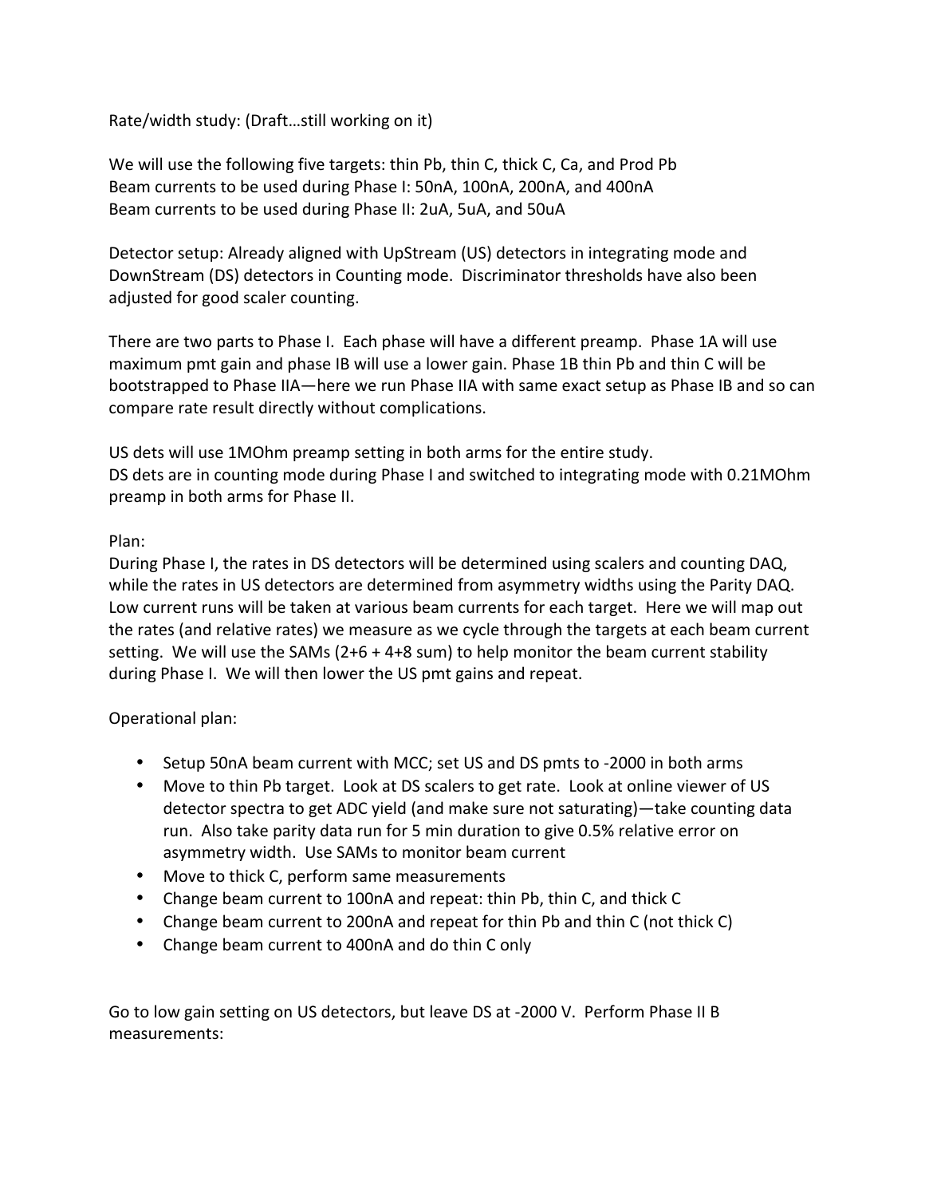Rate/width study: (Draft…still working on it)

We will use the following five targets: thin Pb, thin C, thick C, Ca, and Prod Pb
Beam currents to be used during Phase I: 50nA, 100nA, 200nA, and 400nA
Beam currents to be used during Phase II: 2uA, 5uA, and 50uA

Detector setup: Already aligned with UpStream (US) detectors in integrating mode and DownStream (DS) detectors in Counting mode. Discriminator thresholds have also been adjusted for good scaler counting.

There are two parts to Phase I. Each phase will have a different preamp. Phase 1A will use maximum pmt gain and phase IB will use a lower gain. Phase 1B thin Pb and thin C will be bootstrapped to Phase IIA—here we run Phase IIA with same exact setup as Phase IB and so can compare rate result directly without complications.

US dets will use 1MOhm preamp setting in both arms for the entire study.
DS dets are in counting mode during Phase I and switched to integrating mode with 0.21MOhm preamp in both arms for Phase II.

Plan:
During Phase I, the rates in DS detectors will be determined using scalers and counting DAQ, while the rates in US detectors are determined from asymmetry widths using the Parity DAQ. Low current runs will be taken at various beam currents for each target. Here we will map out the rates (and relative rates) we measure as we cycle through the targets at each beam current setting. We will use the SAMs (2+6 + 4+8 sum) to help monitor the beam current stability during Phase I. We will then lower the US pmt gains and repeat.

Operational plan:

- Setup 50nA beam current with MCC; set US and DS pmts to -2000 in both arms
- Move to thin Pb target. Look at DS scalers to get rate. Look at online viewer of US detector spectra to get ADC yield (and make sure not saturating)—take counting data run. Also take parity data run for 5 min duration to give 0.5% relative error on asymmetry width. Use SAMs to monitor beam current
- Move to thick C, perform same measurements
- Change beam current to 100nA and repeat: thin Pb, thin C, and thick C
- Change beam current to 200nA and repeat for thin Pb and thin C (not thick C)
- Change beam current to 400nA and do thin C only

Go to low gain setting on US detectors, but leave DS at -2000 V. Perform Phase II B measurements: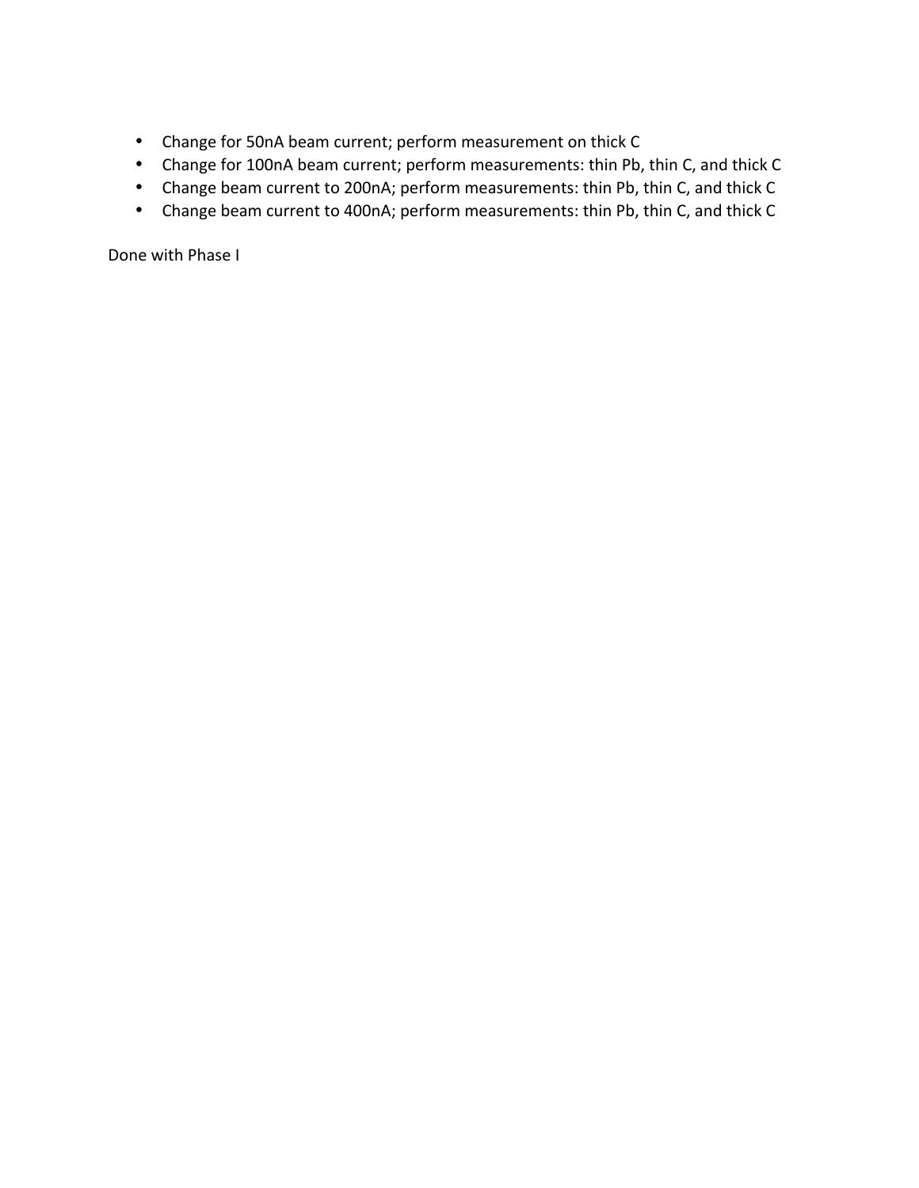- Change for 50nA beam current; perform measurement on thick C
- Change for 100nA beam current; perform measurements: thin Pb, thin C, and thick C
- Change beam current to 200nA; perform measurements: thin Pb, thin C, and thick C
- Change beam current to 400nA; perform measurements: thin Pb, thin C, and thick C

Done with Phase I